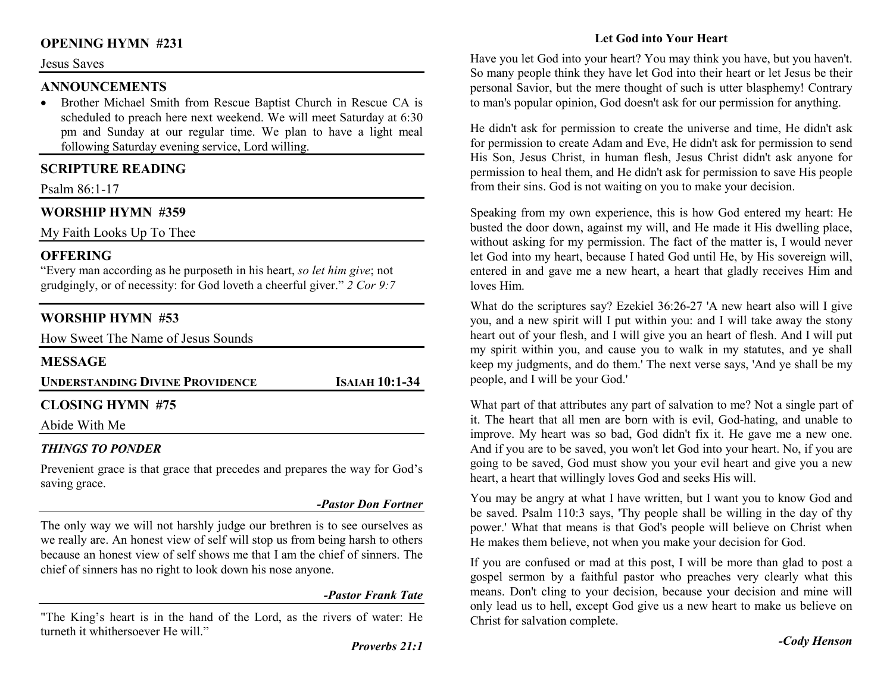## OPENING HYMN #231

Jesus Saves

## ANNOUNCEMENTS

- Brother Michael Smith from Rescue Baptist Church in Rescue CA is scheduled to preach here next weekend. We will meet Saturday at 6:30 pm and Sunday at our regular time. We plan to have a light meal following Saturday evening service, Lord willing.

## SCRIPTURE READING

Psalm 86:1-17

## WORSHIP HYMN #359

My Faith Looks Up To Thee

## OFFERING

"Every man according as he purposeth in his heart, *so let him give*; not grudgingly, or of necessity: for God loveth a cheerful giver." *2 Cor 9:7*

## WORSHIP HYMN #53

How Sweet The Name of Jesus Sounds

## MESSAGE

**UNDERSTANDING DIVINE PROVIDENCE** — **ISAIAH 10:1-34**

## CLOSING HYMN #75

Abide With Me

### *THINGS TO PONDER*

Prevenient grace is that grace that precedes and prepares the way for God's saving grace.

***-Pastor Don Fortner***

The only way we will not harshly judge our brethren is to see ourselves as we really are. An honest view of self will stop us from being harsh to others because an honest view of self shows me that I am the chief of sinners. The chief of sinners has no right to look down his nose anyone.

***-Pastor Frank Tate***

"The King's heart is in the hand of the Lord, as the rivers of water: He turneth it whithersoever He will."

***Proverbs 21:1***

### Let God into Your Heart

Have you let God into your heart? You may think you have, but you haven't. So many people think they have let God into their heart or let Jesus be their personal Savior, but the mere thought of such is utter blasphemy! Contrary to man's popular opinion, God doesn't ask for our permission for anything.

He didn't ask for permission to create the universe and time, He didn't ask for permission to create Adam and Eve, He didn't ask for permission to send His Son, Jesus Christ, in human flesh, Jesus Christ didn't ask anyone for permission to heal them, and He didn't ask for permission to save His people from their sins. God is not waiting on you to make your decision.

Speaking from my own experience, this is how God entered my heart: He busted the door down, against my will, and He made it His dwelling place, without asking for my permission. The fact of the matter is, I would never let God into my heart, because I hated God until He, by His sovereign will, entered in and gave me a new heart, a heart that gladly receives Him and loves Him.

What do the scriptures say? Ezekiel 36:26-27 'A new heart also will I give you, and a new spirit will I put within you: and I will take away the stony heart out of your flesh, and I will give you an heart of flesh. And I will put my spirit within you, and cause you to walk in my statutes, and ye shall keep my judgments, and do them.' The next verse says, 'And ye shall be my people, and I will be your God.'

What part of that attributes any part of salvation to me? Not a single part of it. The heart that all men are born with is evil, God-hating, and unable to improve. My heart was so bad, God didn't fix it. He gave me a new one. And if you are to be saved, you won't let God into your heart. No, if you are going to be saved, God must show you your evil heart and give you a new heart, a heart that willingly loves God and seeks His will.

You may be angry at what I have written, but I want you to know God and be saved. Psalm 110:3 says, 'Thy people shall be willing in the day of thy power.' What that means is that God's people will believe on Christ when He makes them believe, not when you make your decision for God.

If you are confused or mad at this post, I will be more than glad to post a gospel sermon by a faithful pastor who preaches very clearly what this means. Don't cling to your decision, because your decision and mine will only lead us to hell, except God give us a new heart to make us believe on Christ for salvation complete.

***-Cody Henson***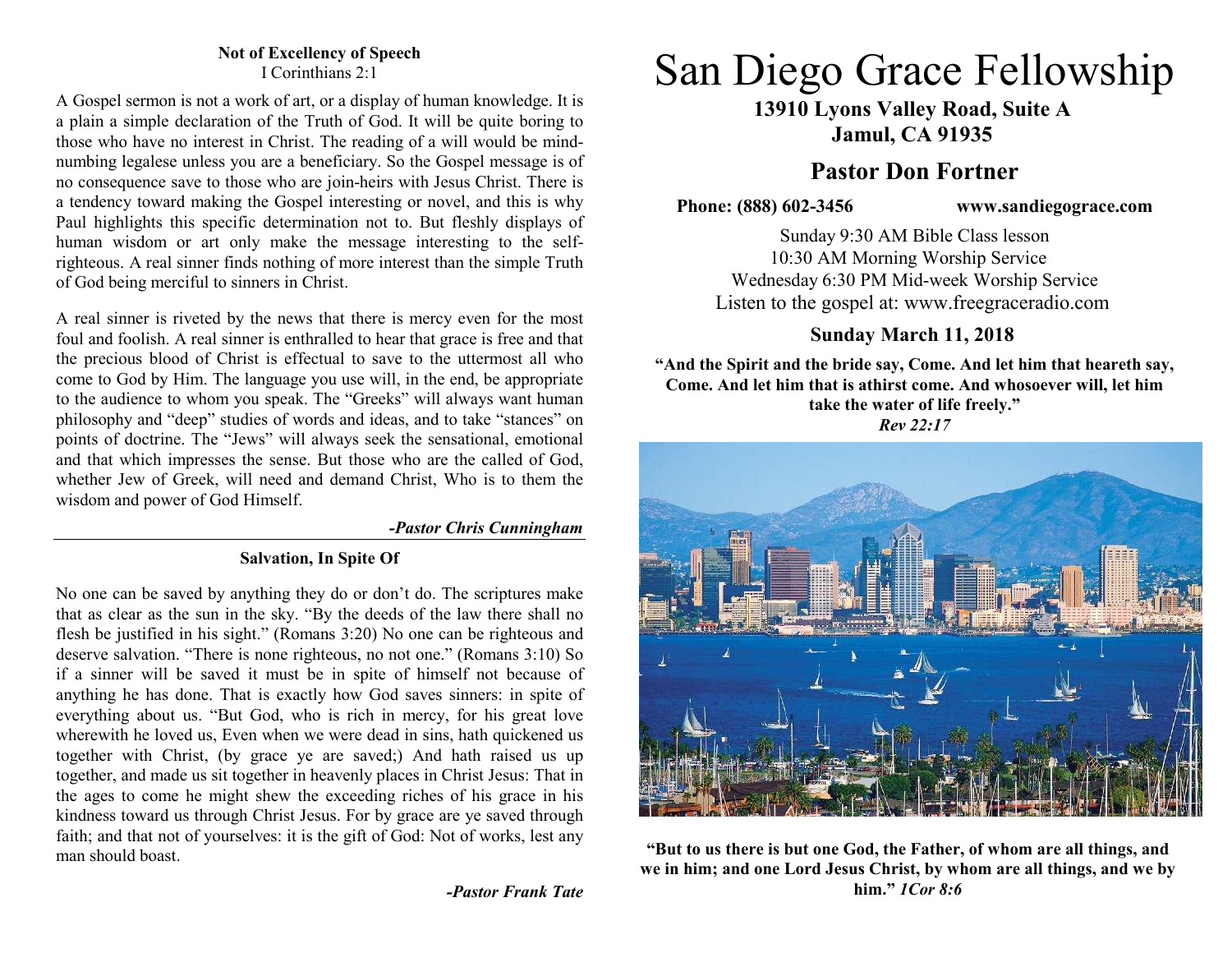### Not of Excellency of Speech

I Corinthians 2:1

A Gospel sermon is not a work of art, or a display of human knowledge. It is a plain a simple declaration of the Truth of God. It will be quite boring to those who have no interest in Christ. The reading of a will would be mind-numbing legalese unless you are a beneficiary. So the Gospel message is of no consequence save to those who are join-heirs with Jesus Christ. There is a tendency toward making the Gospel interesting or novel, and this is why Paul highlights this specific determination not to. But fleshly displays of human wisdom or art only make the message interesting to the self-righteous. A real sinner finds nothing of more interest than the simple Truth of God being merciful to sinners in Christ.

A real sinner is riveted by the news that there is mercy even for the most foul and foolish. A real sinner is enthralled to hear that grace is free and that the precious blood of Christ is effectual to save to the uttermost all who come to God by Him. The language you use will, in the end, be appropriate to the audience to whom you speak. The "Greeks" will always want human philosophy and "deep" studies of words and ideas, and to take "stances" on points of doctrine. The "Jews" will always seek the sensational, emotional and that which impresses the sense. But those who are the called of God, whether Jew of Greek, will need and demand Christ, Who is to them the wisdom and power of God Himself.

***-Pastor Chris Cunningham***

---

### Salvation, In Spite Of

No one can be saved by anything they do or don't do. The scriptures make that as clear as the sun in the sky. "By the deeds of the law there shall no flesh be justified in his sight." (Romans 3:20) No one can be righteous and deserve salvation. "There is none righteous, no not one." (Romans 3:10) So if a sinner will be saved it must be in spite of himself not because of anything he has done. That is exactly how God saves sinners: in spite of everything about us. "But God, who is rich in mercy, for his great love wherewith he loved us, Even when we were dead in sins, hath quickened us together with Christ, (by grace ye are saved;) And hath raised us up together, and made us sit together in heavenly places in Christ Jesus: That in the ages to come he might shew the exceeding riches of his grace in his kindness toward us through Christ Jesus. For by grace are ye saved through faith; and that not of yourselves: it is the gift of God: Not of works, lest any man should boast.

***-Pastor Frank Tate***

# San Diego Grace Fellowship

**13910 Lyons Valley Road, Suite A**
**Jamul, CA 91935**

## Pastor Don Fortner

**Phone: (888) 602-3456** **www.sandiegograce.com**

Sunday 9:30 AM Bible Class lesson
10:30 AM Morning Worship Service
Wednesday 6:30 PM Mid-week Worship Service
Listen to the gospel at: www.freegraceradio.com

### Sunday March 11, 2018

**"And the Spirit and the bride say, Come. And let him that heareth say, Come. And let him that is athirst come. And whosoever will, let him take the water of life freely."**
***Rev 22:17***

**"But to us there is but one God, the Father, of whom are all things, and we in him; and one Lord Jesus Christ, by whom are all things, and we by him."** ***1Cor 8:6***